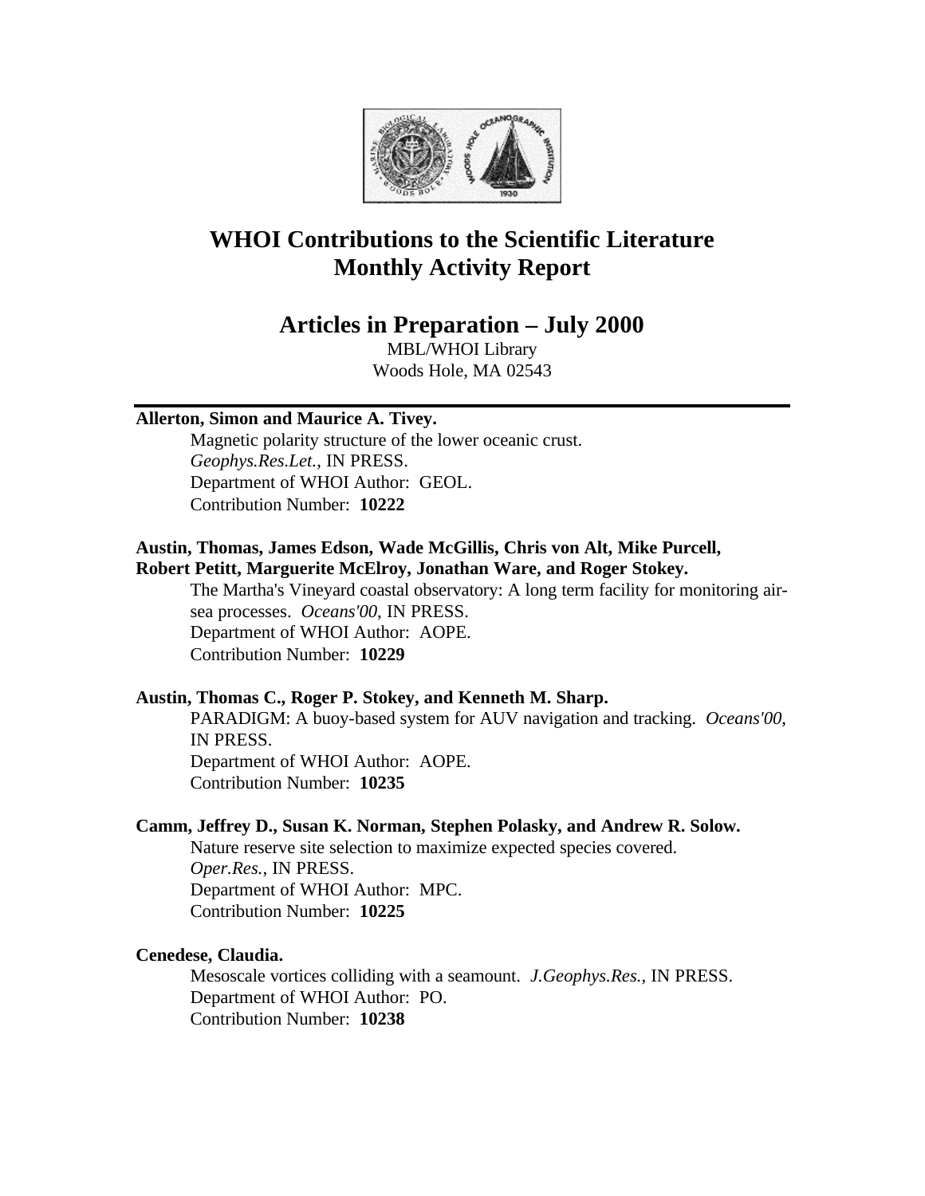# WHOI Contributions to the Scientific Literature
# Monthly Activity Report

## Articles in Preparation – July 2000

MBL/WHOI Library
Woods Hole, MA 02543

---

**Allerton, Simon and Maurice A. Tivey.**
Magnetic polarity structure of the lower oceanic crust.
*Geophys.Res.Let.*, IN PRESS.
Department of WHOI Author: GEOL.
Contribution Number: **10222**

**Austin, Thomas, James Edson, Wade McGillis, Chris von Alt, Mike Purcell, Robert Petitt, Marguerite McElroy, Jonathan Ware, and Roger Stokey.**
The Martha's Vineyard coastal observatory: A long term facility for monitoring air-sea processes. *Oceans'00*, IN PRESS.
Department of WHOI Author: AOPE.
Contribution Number: **10229**

**Austin, Thomas C., Roger P. Stokey, and Kenneth M. Sharp.**
PARADIGM: A buoy-based system for AUV navigation and tracking. *Oceans'00*, IN PRESS.
Department of WHOI Author: AOPE.
Contribution Number: **10235**

**Camm, Jeffrey D., Susan K. Norman, Stephen Polasky, and Andrew R. Solow.**
Nature reserve site selection to maximize expected species covered.
*Oper.Res.*, IN PRESS.
Department of WHOI Author: MPC.
Contribution Number: **10225**

**Cenedese, Claudia.**
Mesoscale vortices colliding with a seamount. *J.Geophys.Res.*, IN PRESS.
Department of WHOI Author: PO.
Contribution Number: **10238**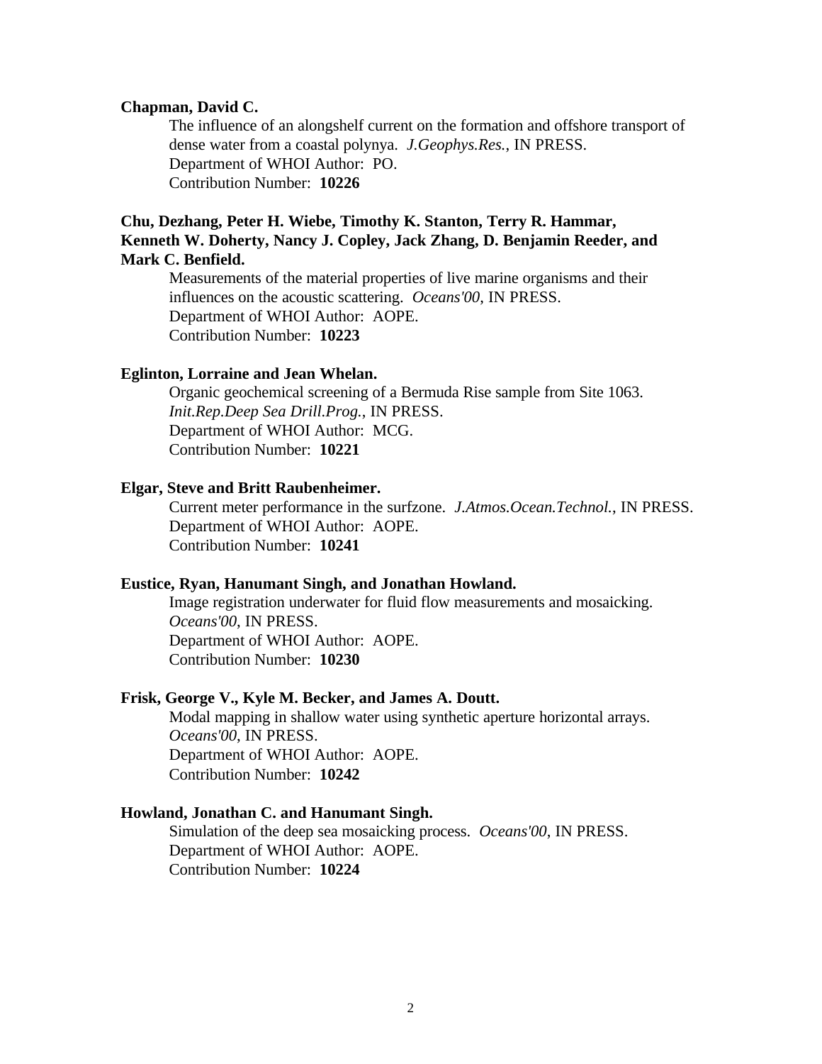**Chapman, David C.**

The influence of an alongshelf current on the formation and offshore transport of dense water from a coastal polynya. *J.Geophys.Res.*, IN PRESS.
Department of WHOI Author: PO.
Contribution Number: **10226**

**Chu, Dezhang, Peter H. Wiebe, Timothy K. Stanton, Terry R. Hammar, Kenneth W. Doherty, Nancy J. Copley, Jack Zhang, D. Benjamin Reeder, and Mark C. Benfield.**

Measurements of the material properties of live marine organisms and their influences on the acoustic scattering. *Oceans'00*, IN PRESS.
Department of WHOI Author: AOPE.
Contribution Number: **10223**

**Eglinton, Lorraine and Jean Whelan.**

Organic geochemical screening of a Bermuda Rise sample from Site 1063. *Init.Rep.Deep Sea Drill.Prog.*, IN PRESS.
Department of WHOI Author: MCG.
Contribution Number: **10221**

**Elgar, Steve and Britt Raubenheimer.**

Current meter performance in the surfzone. *J.Atmos.Ocean.Technol.*, IN PRESS.
Department of WHOI Author: AOPE.
Contribution Number: **10241**

**Eustice, Ryan, Hanumant Singh, and Jonathan Howland.**

Image registration underwater for fluid flow measurements and mosaicking. *Oceans'00*, IN PRESS.
Department of WHOI Author: AOPE.
Contribution Number: **10230**

**Frisk, George V., Kyle M. Becker, and James A. Doutt.**

Modal mapping in shallow water using synthetic aperture horizontal arrays. *Oceans'00*, IN PRESS.
Department of WHOI Author: AOPE.
Contribution Number: **10242**

**Howland, Jonathan C. and Hanumant Singh.**

Simulation of the deep sea mosaicking process. *Oceans'00*, IN PRESS.
Department of WHOI Author: AOPE.
Contribution Number: **10224**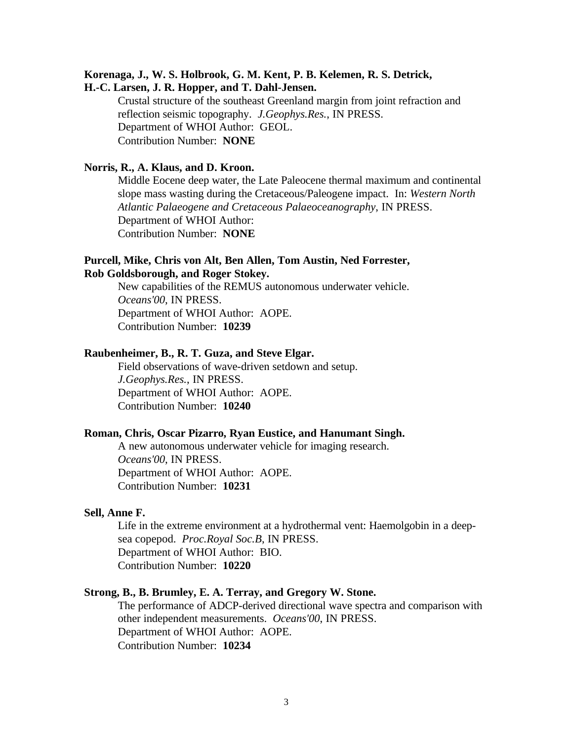**Korenaga, J., W. S. Holbrook, G. M. Kent, P. B. Kelemen, R. S. Detrick, H.-C. Larsen, J. R. Hopper, and T. Dahl-Jensen.**

Crustal structure of the southeast Greenland margin from joint refraction and reflection seismic topography. *J.Geophys.Res.*, IN PRESS.
Department of WHOI Author: GEOL.
Contribution Number: **NONE**

**Norris, R., A. Klaus, and D. Kroon.**

Middle Eocene deep water, the Late Paleocene thermal maximum and continental slope mass wasting during the Cretaceous/Paleogene impact. In: *Western North Atlantic Palaeogene and Cretaceous Palaeoceanography*, IN PRESS.
Department of WHOI Author:
Contribution Number: **NONE**

**Purcell, Mike, Chris von Alt, Ben Allen, Tom Austin, Ned Forrester, Rob Goldsborough, and Roger Stokey.**

New capabilities of the REMUS autonomous underwater vehicle. *Oceans'00*, IN PRESS.
Department of WHOI Author: AOPE.
Contribution Number: **10239**

**Raubenheimer, B., R. T. Guza, and Steve Elgar.**

Field observations of wave-driven setdown and setup. *J.Geophys.Res.*, IN PRESS.
Department of WHOI Author: AOPE.
Contribution Number: **10240**

**Roman, Chris, Oscar Pizarro, Ryan Eustice, and Hanumant Singh.**

A new autonomous underwater vehicle for imaging research. *Oceans'00*, IN PRESS.
Department of WHOI Author: AOPE.
Contribution Number: **10231**

**Sell, Anne F.**

Life in the extreme environment at a hydrothermal vent: Haemolgobin in a deep-sea copepod. *Proc.Royal Soc.B*, IN PRESS.
Department of WHOI Author: BIO.
Contribution Number: **10220**

**Strong, B., B. Brumley, E. A. Terray, and Gregory W. Stone.**

The performance of ADCP-derived directional wave spectra and comparison with other independent measurements. *Oceans'00*, IN PRESS.
Department of WHOI Author: AOPE.
Contribution Number: **10234**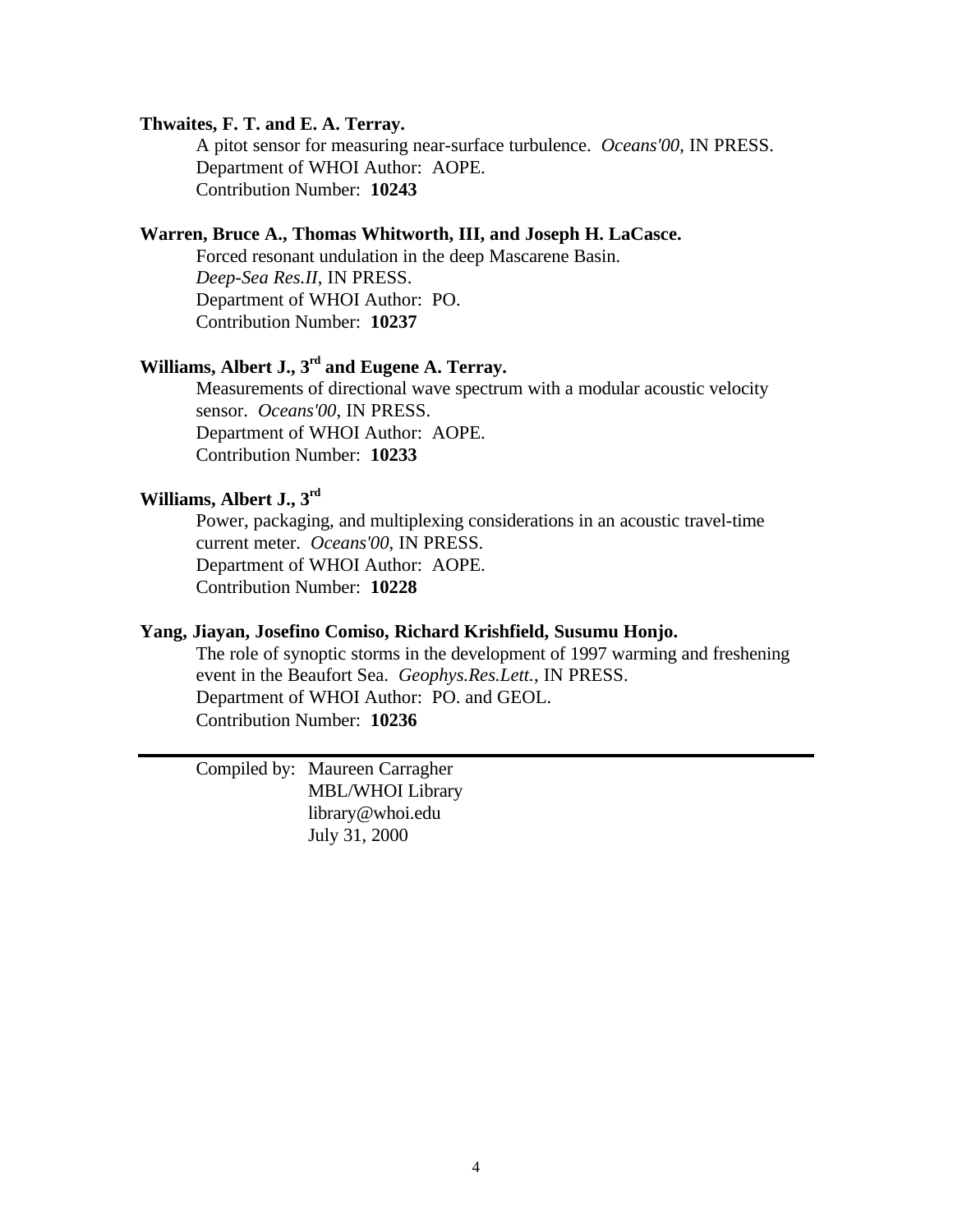**Thwaites, F. T. and E. A. Terray.**

A pitot sensor for measuring near-surface turbulence. *Oceans'00*, IN PRESS.
Department of WHOI Author: AOPE.
Contribution Number: **10243**

**Warren, Bruce A., Thomas Whitworth, III, and Joseph H. LaCasce.**

Forced resonant undulation in the deep Mascarene Basin.
*Deep-Sea Res.II*, IN PRESS.
Department of WHOI Author: PO.
Contribution Number: **10237**

**Williams, Albert J., 3rd and Eugene A. Terray.**

Measurements of directional wave spectrum with a modular acoustic velocity sensor. *Oceans'00*, IN PRESS.
Department of WHOI Author: AOPE.
Contribution Number: **10233**

**Williams, Albert J., 3rd**

Power, packaging, and multiplexing considerations in an acoustic travel-time current meter. *Oceans'00*, IN PRESS.
Department of WHOI Author: AOPE.
Contribution Number: **10228**

**Yang, Jiayan, Josefino Comiso, Richard Krishfield, Susumu Honjo.**

The role of synoptic storms in the development of 1997 warming and freshening event in the Beaufort Sea. *Geophys.Res.Lett.*, IN PRESS.
Department of WHOI Author: PO. and GEOL.
Contribution Number: **10236**

---

Compiled by: Maureen Carragher
MBL/WHOI Library
library@whoi.edu
July 31, 2000